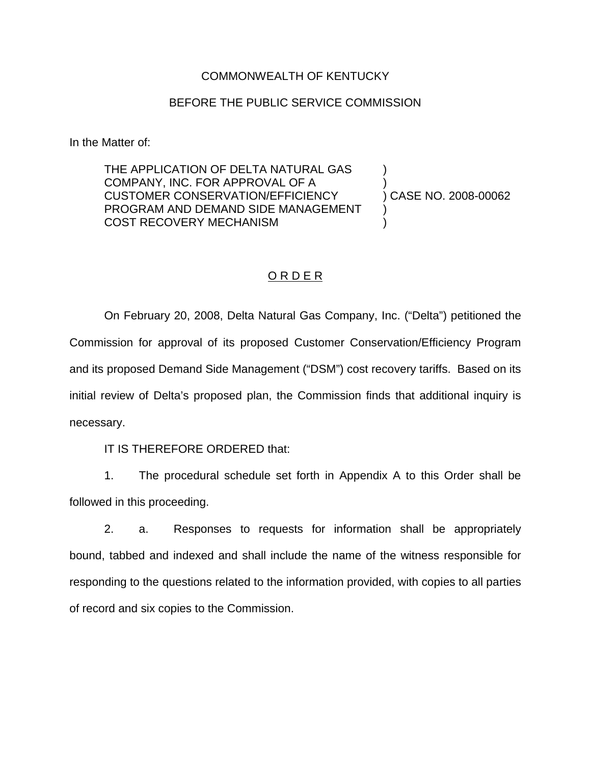COMMONWEALTH OF KENTUCKY

BEFORE THE PUBLIC SERVICE COMMISSION

In the Matter of:

THE APPLICATION OF DELTA NATURAL GAS COMPANY, INC. FOR APPROVAL OF A CUSTOMER CONSERVATION/EFFICIENCY PROGRAM AND DEMAND SIDE MANAGEMENT COST RECOVERY MECHANISM ) CASE NO. 2008-00062

# O R D E R

On February 20, 2008, Delta Natural Gas Company, Inc. ("Delta") petitioned the Commission for approval of its proposed Customer Conservation/Efficiency Program and its proposed Demand Side Management ("DSM") cost recovery tariffs. Based on its initial review of Delta's proposed plan, the Commission finds that additional inquiry is necessary.

IT IS THEREFORE ORDERED that:

1. The procedural schedule set forth in Appendix A to this Order shall be followed in this proceeding.

2. a. Responses to requests for information shall be appropriately bound, tabbed and indexed and shall include the name of the witness responsible for responding to the questions related to the information provided, with copies to all parties of record and six copies to the Commission.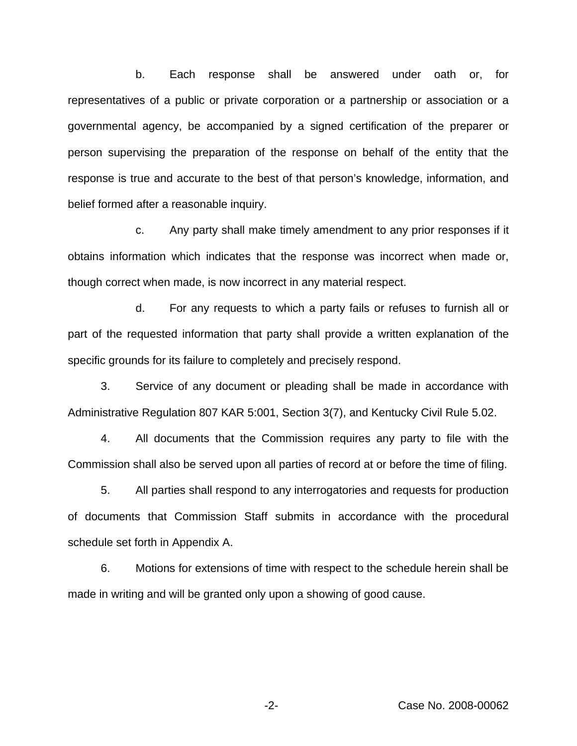b. Each response shall be answered under oath or, for representatives of a public or private corporation or a partnership or association or a governmental agency, be accompanied by a signed certification of the preparer or person supervising the preparation of the response on behalf of the entity that the response is true and accurate to the best of that person's knowledge, information, and belief formed after a reasonable inquiry.

c. Any party shall make timely amendment to any prior responses if it obtains information which indicates that the response was incorrect when made or, though correct when made, is now incorrect in any material respect.

d. For any requests to which a party fails or refuses to furnish all or part of the requested information that party shall provide a written explanation of the specific grounds for its failure to completely and precisely respond.

3. Service of any document or pleading shall be made in accordance with Administrative Regulation 807 KAR 5:001, Section 3(7), and Kentucky Civil Rule 5.02.

4. All documents that the Commission requires any party to file with the Commission shall also be served upon all parties of record at or before the time of filing.

5. All parties shall respond to any interrogatories and requests for production of documents that Commission Staff submits in accordance with the procedural schedule set forth in Appendix A.

6. Motions for extensions of time with respect to the schedule herein shall be made in writing and will be granted only upon a showing of good cause.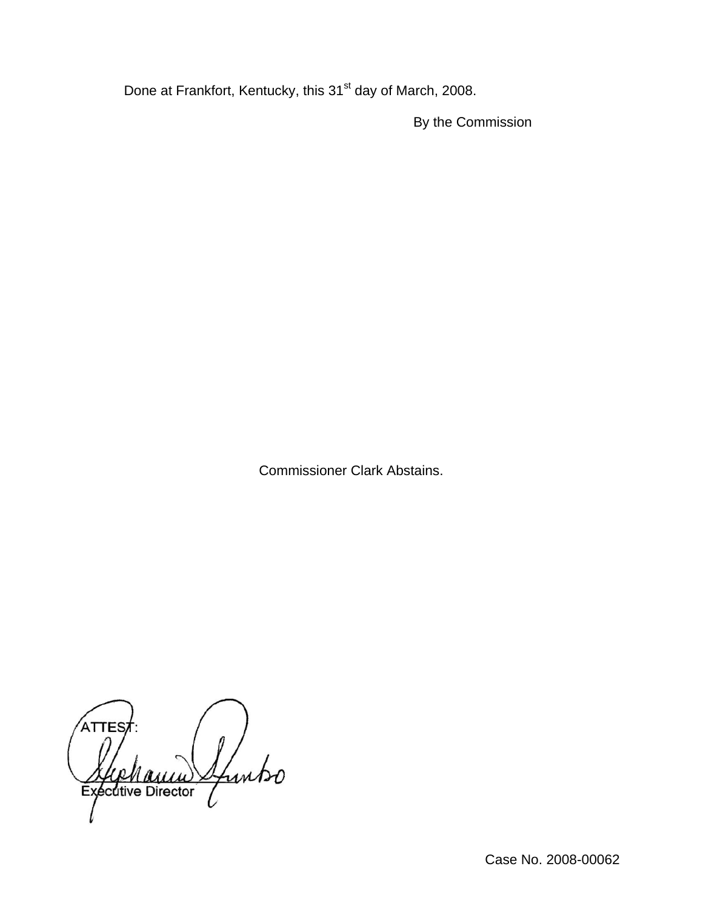Done at Frankfort, Kentucky, this 31st day of March, 2008.

By the Commission

Commissioner Clark Abstains.

ATTEST:

Executive Director

Case No. 2008-00062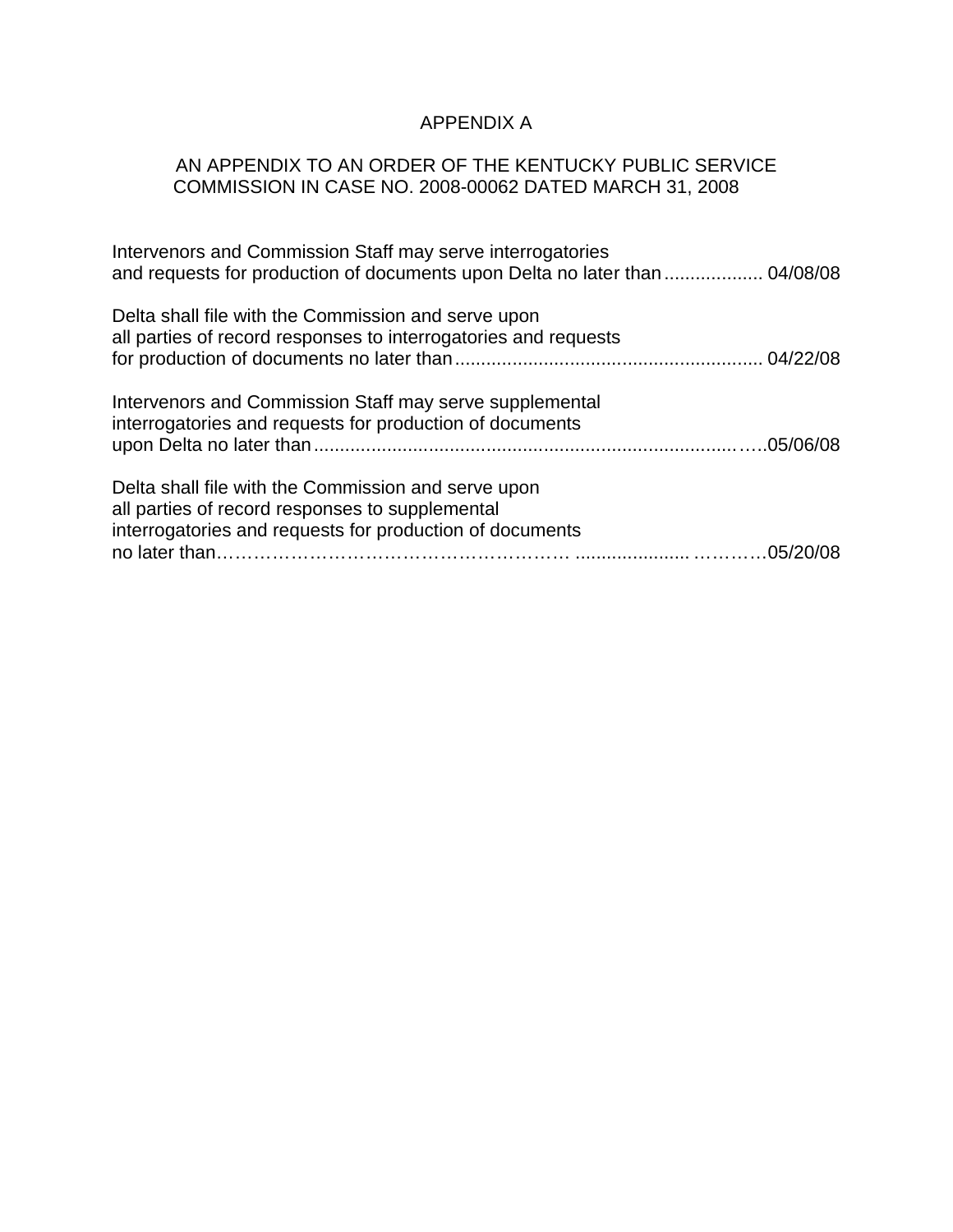APPENDIX A

AN APPENDIX TO AN ORDER OF THE KENTUCKY PUBLIC SERVICE COMMISSION IN CASE NO. 2008-00062 DATED MARCH 31, 2008

Intervenors and Commission Staff may serve interrogatories and requests for production of documents upon Delta no later than .................. 04/08/08

Delta shall file with the Commission and serve upon all parties of record responses to interrogatories and requests for production of documents no later than .......................................................... 04/22/08

Intervenors and Commission Staff may serve supplemental interrogatories and requests for production of documents upon Delta no later than ..............................................................................05/06/08

Delta shall file with the Commission and serve upon all parties of record responses to supplemental interrogatories and requests for production of documents no later than……………………………………………… ..................... …………05/20/08